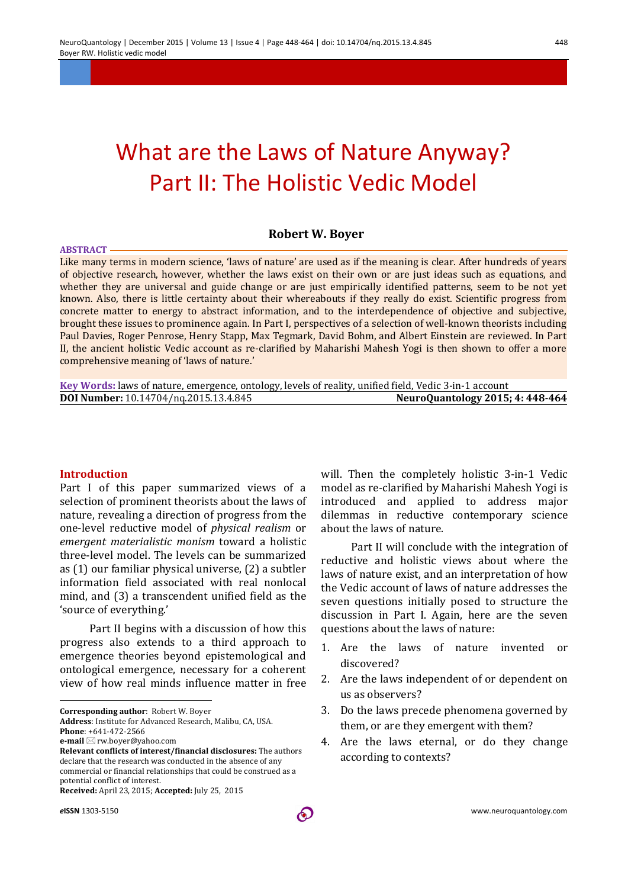# What are the Laws of Nature Anyway? Part II: The Holistic Vedic Model

**Robert W. Boyer**

**ABSTRACT**

Like many terms in modern science, 'laws of nature' are used as if the meaning is clear. After hundreds of years of objective research, however, whether the laws exist on their own or are just ideas such as equations, and whether they are universal and guide change or are just empirically identified patterns, seem to be not yet known. Also, there is little certainty about their whereabouts if they really do exist. Scientific progress from concrete matter to energy to abstract information, and to the interdependence of objective and subjective, brought these issues to prominence again. In Part I, perspectives of a selection of well-known theorists including Paul Davies, Roger Penrose, Henry Stapp, Max Tegmark, David Bohm, and Albert Einstein are reviewed. In Part II, the ancient holistic Vedic account as re-clarified by Maharishi Mahesh Yogi is then shown to offer a more comprehensive meaning of 'laws of nature.'

**Key Words:** laws of nature, emergence, ontology, levels of reality, unified field, Vedic 3-in-1 account

**DOI Number:** 10.14704/nq.2015.13.4.845

**NeuroQuantology 2015; 4: 448-464**

## Introduction

Part I of this paper summarized views of a selection of prominent theorists about the laws of nature, revealing a direction of progress from the one-level reductive model of *physical realism* or *emergent materialistic monism* toward a holistic three-level model. The levels can be summarized as (1) our familiar physical universe, (2) a subtler information field associated with real nonlocal mind, and (3) a transcendent unified field as the 'source of everything.'

Part II begins with a discussion of how this progress also extends to a third approach to emergence theories beyond epistemological and ontological emergence, necessary for a coherent view of how real minds influence matter in free will. Then the completely holistic 3-in-1 Vedic model as re-clarified by Maharishi Mahesh Yogi is introduced and applied to address major dilemmas in reductive contemporary science about the laws of nature.

Part II will conclude with the integration of reductive and holistic views about where the laws of nature exist, and an interpretation of how the Vedic account of laws of nature addresses the seven questions initially posed to structure the discussion in Part I. Again, here are the seven questions about the laws of nature:

1. Are the laws of nature invented or discovered?
2. Are the laws independent of or dependent on us as observers?
3. Do the laws precede phenomena governed by them, or are they emergent with them?
4. Are the laws eternal, or do they change according to contexts?

---

**Corresponding author**: Robert W. Boyer
**Address**: Institute for Advanced Research, Malibu, CA, USA.
**Phone**: +641-472-2566
**e-mail** ✉ rw.boyer@yahoo.com
**Relevant conflicts of interest/financial disclosures:** The authors declare that the research was conducted in the absence of any commercial or financial relationships that could be construed as a potential conflict of interest.
**Received:** April 23, 2015; **Accepted:** July 25, 2015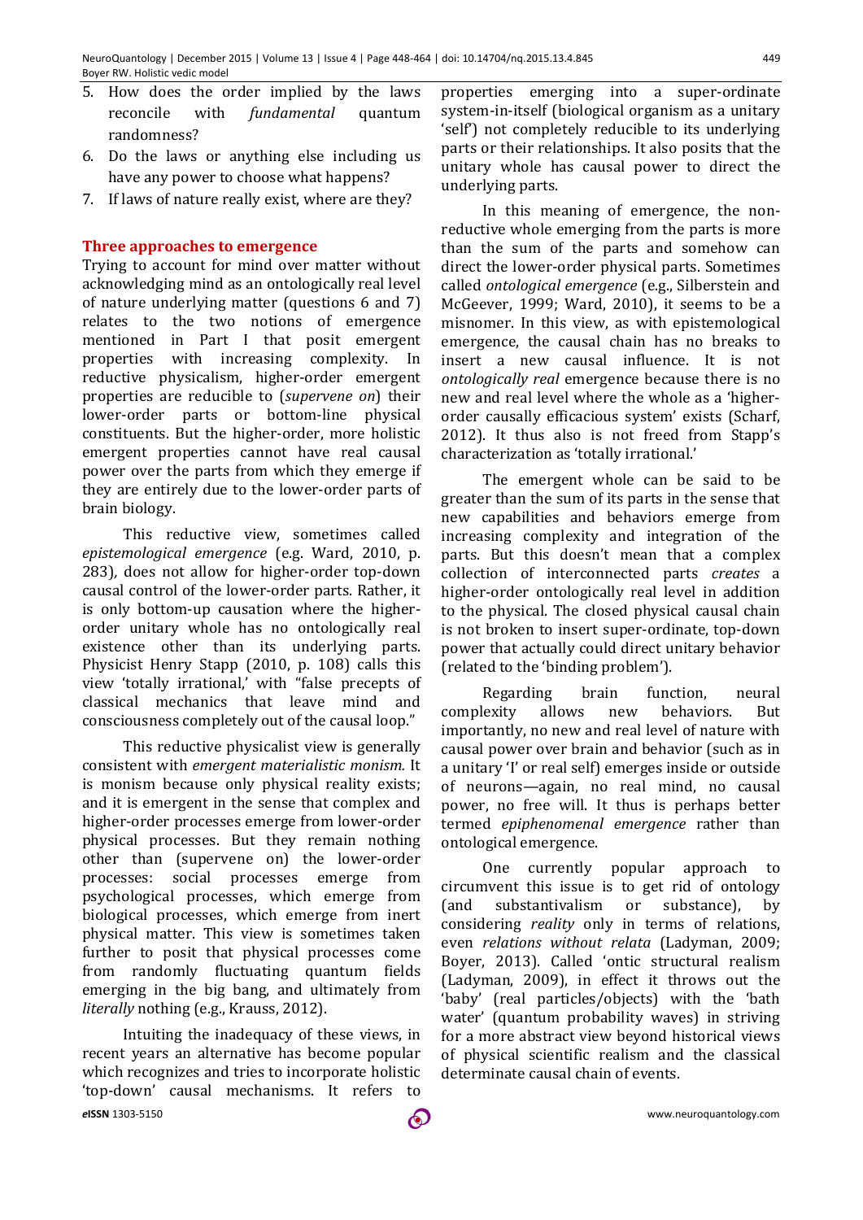5. How does the order implied by the laws reconcile with *fundamental* quantum randomness?
6. Do the laws or anything else including us have any power to choose what happens?
7. If laws of nature really exist, where are they?

## Three approaches to emergence

Trying to account for mind over matter without acknowledging mind as an ontologically real level of nature underlying matter (questions 6 and 7) relates to the two notions of emergence mentioned in Part I that posit emergent properties with increasing complexity. In reductive physicalism, higher-order emergent properties are reducible to (*supervene on*) their lower-order parts or bottom-line physical constituents. But the higher-order, more holistic emergent properties cannot have real causal power over the parts from which they emerge if they are entirely due to the lower-order parts of brain biology.

This reductive view, sometimes called *epistemological emergence* (e.g. Ward, 2010, p. 283), does not allow for higher-order top-down causal control of the lower-order parts. Rather, it is only bottom-up causation where the higher-order unitary whole has no ontologically real existence other than its underlying parts. Physicist Henry Stapp (2010, p. 108) calls this view 'totally irrational,' with "false precepts of classical mechanics that leave mind and consciousness completely out of the causal loop."

This reductive physicalist view is generally consistent with *emergent materialistic monism.* It is monism because only physical reality exists; and it is emergent in the sense that complex and higher-order processes emerge from lower-order physical processes. But they remain nothing other than (supervene on) the lower-order processes: social processes emerge from psychological processes, which emerge from biological processes, which emerge from inert physical matter. This view is sometimes taken further to posit that physical processes come from randomly fluctuating quantum fields emerging in the big bang, and ultimately from *literally* nothing (e.g., Krauss, 2012).

Intuiting the inadequacy of these views, in recent years an alternative has become popular which recognizes and tries to incorporate holistic 'top-down' causal mechanisms. It refers to properties emerging into a super-ordinate system-in-itself (biological organism as a unitary 'self') not completely reducible to its underlying parts or their relationships. It also posits that the unitary whole has causal power to direct the underlying parts.

In this meaning of emergence, the non-reductive whole emerging from the parts is more than the sum of the parts and somehow can direct the lower-order physical parts. Sometimes called *ontological emergence* (e.g., Silberstein and McGeever, 1999; Ward, 2010), it seems to be a misnomer. In this view, as with epistemological emergence, the causal chain has no breaks to insert a new causal influence. It is not *ontologically real* emergence because there is no new and real level where the whole as a 'higher-order causally efficacious system' exists (Scharf, 2012). It thus also is not freed from Stapp's characterization as 'totally irrational.'

The emergent whole can be said to be greater than the sum of its parts in the sense that new capabilities and behaviors emerge from increasing complexity and integration of the parts. But this doesn't mean that a complex collection of interconnected parts *creates* a higher-order ontologically real level in addition to the physical. The closed physical causal chain is not broken to insert super-ordinate, top-down power that actually could direct unitary behavior (related to the 'binding problem').

Regarding brain function, neural complexity allows new behaviors. But importantly, no new and real level of nature with causal power over brain and behavior (such as in a unitary 'I' or real self) emerges inside or outside of neurons—again, no real mind, no causal power, no free will. It thus is perhaps better termed *epiphenomenal emergence* rather than ontological emergence.

One currently popular approach to circumvent this issue is to get rid of ontology (and substantivalism or substance), by considering *reality* only in terms of relations, even *relations without relata* (Ladyman, 2009; Boyer, 2013). Called 'ontic structural realism (Ladyman, 2009), in effect it throws out the 'baby' (real particles/objects) with the 'bath water' (quantum probability waves) in striving for a more abstract view beyond historical views of physical scientific realism and the classical determinate causal chain of events.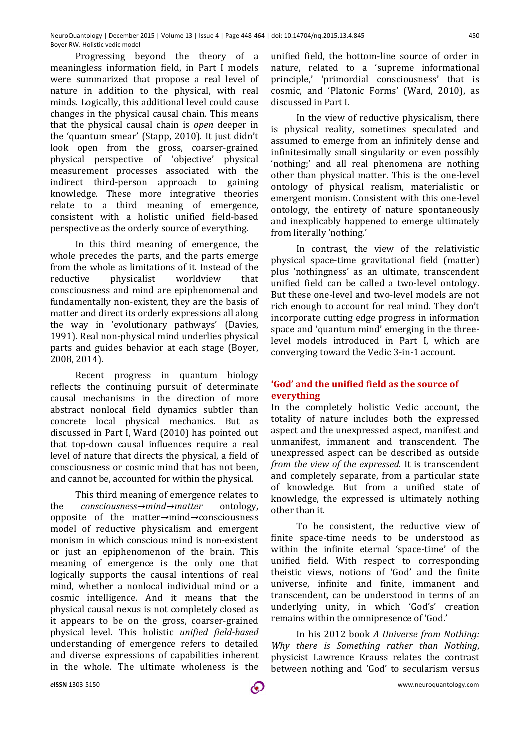Progressing beyond the theory of a meaningless information field, in Part I models were summarized that propose a real level of nature in addition to the physical, with real minds. Logically, this additional level could cause changes in the physical causal chain. This means that the physical causal chain is *open* deeper in the 'quantum smear' (Stapp, 2010). It just didn't look open from the gross, coarser-grained physical perspective of 'objective' physical measurement processes associated with the indirect third-person approach to gaining knowledge. These more integrative theories relate to a third meaning of emergence, consistent with a holistic unified field-based perspective as the orderly source of everything.

In this third meaning of emergence, the whole precedes the parts, and the parts emerge from the whole as limitations of it. Instead of the reductive physicalist worldview that consciousness and mind are epiphenomenal and fundamentally non-existent, they are the basis of matter and direct its orderly expressions all along the way in 'evolutionary pathways' (Davies, 1991). Real non-physical mind underlies physical parts and guides behavior at each stage (Boyer, 2008, 2014).

Recent progress in quantum biology reflects the continuing pursuit of determinate causal mechanisms in the direction of more abstract nonlocal field dynamics subtler than concrete local physical mechanics. But as discussed in Part I, Ward (2010) has pointed out that top-down causal influences require a real level of nature that directs the physical, a field of consciousness or cosmic mind that has not been, and cannot be, accounted for within the physical.

This third meaning of emergence relates to the *consciousness→mind→matter* ontology, opposite of the matter→mind→consciousness model of reductive physicalism and emergent monism in which conscious mind is non-existent or just an epiphenomenon of the brain. This meaning of emergence is the only one that logically supports the causal intentions of real mind, whether a nonlocal individual mind or a cosmic intelligence. And it means that the physical causal nexus is not completely closed as it appears to be on the gross, coarser-grained physical level. This holistic *unified field-based* understanding of emergence refers to detailed and diverse expressions of capabilities inherent in the whole. The ultimate wholeness is the unified field, the bottom-line source of order in nature, related to a 'supreme informational principle,' 'primordial consciousness' that is cosmic, and 'Platonic Forms' (Ward, 2010), as discussed in Part I.

In the view of reductive physicalism, there is physical reality, sometimes speculated and assumed to emerge from an infinitely dense and infinitesimally small singularity or even possibly 'nothing;' and all real phenomena are nothing other than physical matter. This is the one-level ontology of physical realism, materialistic or emergent monism. Consistent with this one-level ontology, the entirety of nature spontaneously and inexplicably happened to emerge ultimately from literally 'nothing.'

In contrast, the view of the relativistic physical space-time gravitational field (matter) plus 'nothingness' as an ultimate, transcendent unified field can be called a two-level ontology. But these one-level and two-level models are not rich enough to account for real mind. They don't incorporate cutting edge progress in information space and 'quantum mind' emerging in the three-level models introduced in Part I, which are converging toward the Vedic 3-in-1 account.

## 'God' and the unified field as the source of everything

In the completely holistic Vedic account, the totality of nature includes both the expressed aspect and the unexpressed aspect, manifest and unmanifest, immanent and transcendent. The unexpressed aspect can be described as outside *from the view of the expressed*. It is transcendent and completely separate, from a particular state of knowledge. But from a unified state of knowledge, the expressed is ultimately nothing other than it.

To be consistent, the reductive view of finite space-time needs to be understood as within the infinite eternal 'space-time' of the unified field. With respect to corresponding theistic views, notions of 'God' and the finite universe, infinite and finite, immanent and transcendent, can be understood in terms of an underlying unity, in which 'God's' creation remains within the omnipresence of 'God.'

In his 2012 book *A Universe from Nothing: Why there is Something rather than Nothing*, physicist Lawrence Krauss relates the contrast between nothing and 'God' to secularism versus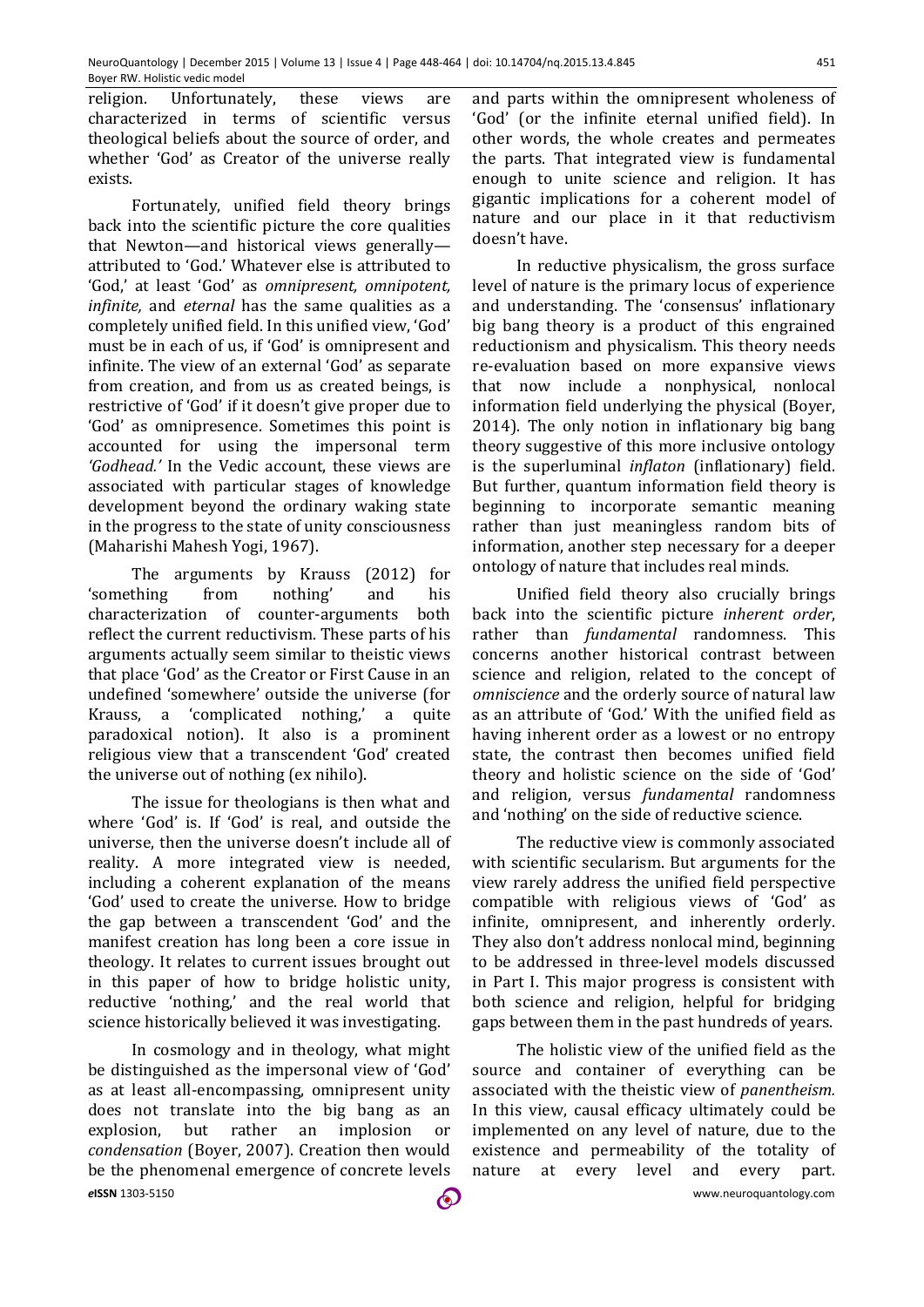religion. Unfortunately, these views are characterized in terms of scientific versus theological beliefs about the source of order, and whether 'God' as Creator of the universe really exists.

Fortunately, unified field theory brings back into the scientific picture the core qualities that Newton—and historical views generally—attributed to 'God.' Whatever else is attributed to 'God,' at least 'God' as *omnipresent, omnipotent, infinite,* and *eternal* has the same qualities as a completely unified field. In this unified view, 'God' must be in each of us, if 'God' is omnipresent and infinite. The view of an external 'God' as separate from creation, and from us as created beings, is restrictive of 'God' if it doesn't give proper due to 'God' as omnipresence. Sometimes this point is accounted for using the impersonal term *'Godhead.'* In the Vedic account, these views are associated with particular stages of knowledge development beyond the ordinary waking state in the progress to the state of unity consciousness (Maharishi Mahesh Yogi, 1967).

The arguments by Krauss (2012) for 'something from nothing' and his characterization of counter-arguments both reflect the current reductivism. These parts of his arguments actually seem similar to theistic views that place 'God' as the Creator or First Cause in an undefined 'somewhere' outside the universe (for Krauss, a 'complicated nothing,' a quite paradoxical notion). It also is a prominent religious view that a transcendent 'God' created the universe out of nothing (ex nihilo).

The issue for theologians is then what and where 'God' is. If 'God' is real, and outside the universe, then the universe doesn't include all of reality. A more integrated view is needed, including a coherent explanation of the means 'God' used to create the universe. How to bridge the gap between a transcendent 'God' and the manifest creation has long been a core issue in theology. It relates to current issues brought out in this paper of how to bridge holistic unity, reductive 'nothing,' and the real world that science historically believed it was investigating.

In cosmology and in theology, what might be distinguished as the impersonal view of 'God' as at least all-encompassing, omnipresent unity does not translate into the big bang as an explosion, but rather an implosion or *condensation* (Boyer, 2007). Creation then would be the phenomenal emergence of concrete levels and parts within the omnipresent wholeness of 'God' (or the infinite eternal unified field). In other words, the whole creates and permeates the parts. That integrated view is fundamental enough to unite science and religion. It has gigantic implications for a coherent model of nature and our place in it that reductivism doesn't have.

In reductive physicalism, the gross surface level of nature is the primary locus of experience and understanding. The 'consensus' inflationary big bang theory is a product of this engrained reductionism and physicalism. This theory needs re-evaluation based on more expansive views that now include a nonphysical, nonlocal information field underlying the physical (Boyer, 2014). The only notion in inflationary big bang theory suggestive of this more inclusive ontology is the superluminal *inflaton* (inflationary) field. But further, quantum information field theory is beginning to incorporate semantic meaning rather than just meaningless random bits of information, another step necessary for a deeper ontology of nature that includes real minds.

Unified field theory also crucially brings back into the scientific picture *inherent order*, rather than *fundamental* randomness. This concerns another historical contrast between science and religion, related to the concept of *omniscience* and the orderly source of natural law as an attribute of 'God.' With the unified field as having inherent order as a lowest or no entropy state, the contrast then becomes unified field theory and holistic science on the side of 'God' and religion, versus *fundamental* randomness and 'nothing' on the side of reductive science.

The reductive view is commonly associated with scientific secularism. But arguments for the view rarely address the unified field perspective compatible with religious views of 'God' as infinite, omnipresent, and inherently orderly. They also don't address nonlocal mind, beginning to be addressed in three-level models discussed in Part I. This major progress is consistent with both science and religion, helpful for bridging gaps between them in the past hundreds of years.

The holistic view of the unified field as the source and container of everything can be associated with the theistic view of *panentheism.* In this view, causal efficacy ultimately could be implemented on any level of nature, due to the existence and permeability of the totality of nature at every level and every part.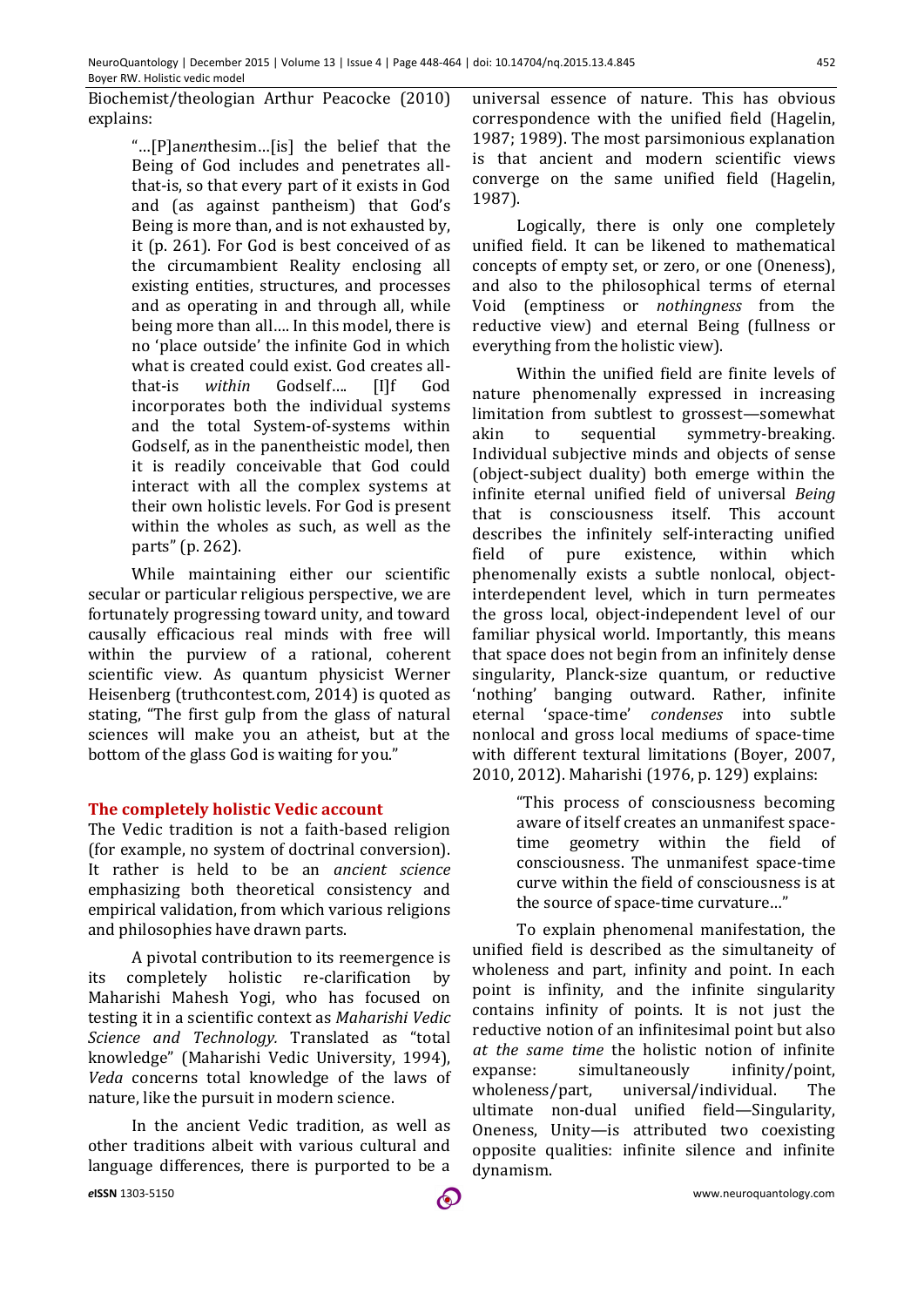Biochemist/theologian Arthur Peacocke (2010) explains:

> "…[P]an*en*thesim…[is] the belief that the Being of God includes and penetrates all-that-is, so that every part of it exists in God and (as against pantheism) that God's Being is more than, and is not exhausted by, it (p. 261). For God is best conceived of as the circumambient Reality enclosing all existing entities, structures, and processes and as operating in and through all, while being more than all…. In this model, there is no 'place outside' the infinite God in which what is created could exist. God creates all-that-is *within* Godself…. [I]f God incorporates both the individual systems and the total System-of-systems within Godself, as in the panentheistic model, then it is readily conceivable that God could interact with all the complex systems at their own holistic levels. For God is present within the wholes as such, as well as the parts" (p. 262).

While maintaining either our scientific secular or particular religious perspective, we are fortunately progressing toward unity, and toward causally efficacious real minds with free will within the purview of a rational, coherent scientific view. As quantum physicist Werner Heisenberg (truthcontest.com, 2014) is quoted as stating, "The first gulp from the glass of natural sciences will make you an atheist, but at the bottom of the glass God is waiting for you."

## The completely holistic Vedic account

The Vedic tradition is not a faith-based religion (for example, no system of doctrinal conversion). It rather is held to be an *ancient science* emphasizing both theoretical consistency and empirical validation, from which various religions and philosophies have drawn parts.

A pivotal contribution to its reemergence is its completely holistic re-clarification by Maharishi Mahesh Yogi, who has focused on testing it in a scientific context as *Maharishi Vedic Science and Technology.* Translated as "total knowledge" (Maharishi Vedic University, 1994), *Veda* concerns total knowledge of the laws of nature, like the pursuit in modern science.

In the ancient Vedic tradition, as well as other traditions albeit with various cultural and language differences, there is purported to be a universal essence of nature. This has obvious correspondence with the unified field (Hagelin, 1987; 1989). The most parsimonious explanation is that ancient and modern scientific views converge on the same unified field (Hagelin, 1987).

Logically, there is only one completely unified field. It can be likened to mathematical concepts of empty set, or zero, or one (Oneness), and also to the philosophical terms of eternal Void (emptiness or *nothingness* from the reductive view) and eternal Being (fullness or everything from the holistic view).

Within the unified field are finite levels of nature phenomenally expressed in increasing limitation from subtlest to grossest—somewhat akin to sequential symmetry-breaking. Individual subjective minds and objects of sense (object-subject duality) both emerge within the infinite eternal unified field of universal *Being* that is consciousness itself. This account describes the infinitely self-interacting unified field of pure existence, within which phenomenally exists a subtle nonlocal, object-interdependent level, which in turn permeates the gross local, object-independent level of our familiar physical world. Importantly, this means that space does not begin from an infinitely dense singularity, Planck-size quantum, or reductive 'nothing' banging outward. Rather, infinite eternal 'space-time' *condenses* into subtle nonlocal and gross local mediums of space-time with different textural limitations (Boyer, 2007, 2010, 2012). Maharishi (1976, p. 129) explains:

> "This process of consciousness becoming aware of itself creates an unmanifest space-time geometry within the field of consciousness. The unmanifest space-time curve within the field of consciousness is at the source of space-time curvature…"

To explain phenomenal manifestation, the unified field is described as the simultaneity of wholeness and part, infinity and point. In each point is infinity, and the infinite singularity contains infinity of points. It is not just the reductive notion of an infinitesimal point but also *at the same time* the holistic notion of infinite expanse: simultaneously infinity/point, wholeness/part, universal/individual. The ultimate non-dual unified field—Singularity, Oneness, Unity—is attributed two coexisting opposite qualities: infinite silence and infinite dynamism.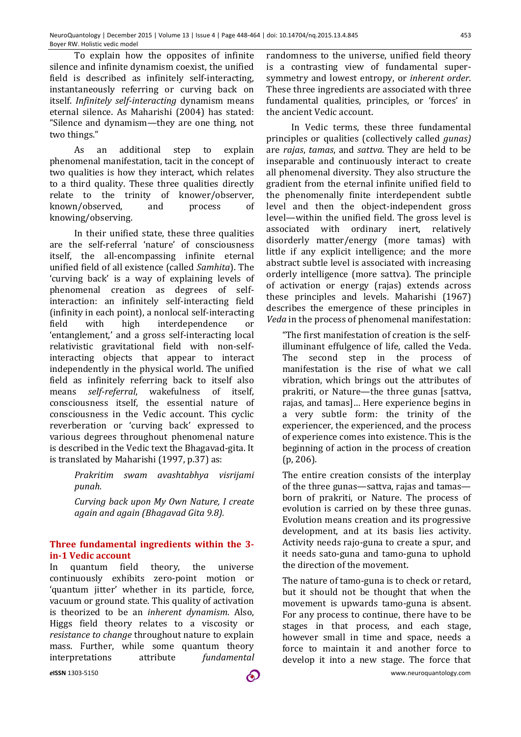To explain how the opposites of infinite silence and infinite dynamism coexist, the unified field is described as infinitely self-interacting, instantaneously referring or curving back on itself. *Infinitely self-interacting* dynamism means eternal silence. As Maharishi (2004) has stated: "Silence and dynamism—they are one thing, not two things."

As an additional step to explain phenomenal manifestation, tacit in the concept of two qualities is how they interact, which relates to a third quality. These three qualities directly relate to the trinity of knower/observer, known/observed, and process of knowing/observing.

In their unified state, these three qualities are the self-referral 'nature' of consciousness itself, the all-encompassing infinite eternal unified field of all existence (called *Samhita*). The 'curving back' is a way of explaining levels of phenomenal creation as degrees of self-interaction: an infinitely self-interacting field (infinity in each point), a nonlocal self-interacting field with high interdependence or 'entanglement,' and a gross self-interacting local relativistic gravitational field with non-self-interacting objects that appear to interact independently in the physical world. The unified field as infinitely referring back to itself also means *self-referral*, wakefulness of itself, consciousness itself, the essential nature of consciousness in the Vedic account. This cyclic reverberation or 'curving back' expressed to various degrees throughout phenomenal nature is described in the Vedic text the Bhagavad-gita. It is translated by Maharishi (1997, p.37) as:

> *Prakritim swam avashtabhya visrijami punah.*
>
> *Curving back upon My Own Nature, I create again and again (Bhagavad Gita 9.8).*

## Three fundamental ingredients within the 3-in-1 Vedic account

In quantum field theory, the universe continuously exhibits zero-point motion or 'quantum jitter' whether in its particle, force, vacuum or ground state. This quality of activation is theorized to be an *inherent dynamism*. Also, Higgs field theory relates to a viscosity or *resistance to change* throughout nature to explain mass. Further, while some quantum theory interpretations attribute *fundamental* randomness to the universe, unified field theory is a contrasting view of fundamental super-symmetry and lowest entropy, or *inherent order*. These three ingredients are associated with three fundamental qualities, principles, or 'forces' in the ancient Vedic account.

In Vedic terms, these three fundamental principles or qualities (collectively called *gunas)* are *rajas*, *tamas*, and *sattva*. They are held to be inseparable and continuously interact to create all phenomenal diversity. They also structure the gradient from the eternal infinite unified field to the phenomenally finite interdependent subtle level and then the object-independent gross level—within the unified field. The gross level is associated with ordinary inert, relatively disorderly matter/energy (more tamas) with little if any explicit intelligence; and the more abstract subtle level is associated with increasing orderly intelligence (more sattva). The principle of activation or energy (rajas) extends across these principles and levels. Maharishi (1967) describes the emergence of these principles in *Veda* in the process of phenomenal manifestation:

> "The first manifestation of creation is the self-illuminant effulgence of life, called the Veda. The second step in the process of manifestation is the rise of what we call vibration, which brings out the attributes of prakriti, or Nature—the three gunas [sattva, rajas, and tamas]… Here experience begins in a very subtle form: the trinity of the experiencer, the experienced, and the process of experience comes into existence. This is the beginning of action in the process of creation (p, 206).
>
> The entire creation consists of the interplay of the three gunas—sattva, rajas and tamas—born of prakriti, or Nature. The process of evolution is carried on by these three gunas. Evolution means creation and its progressive development, and at its basis lies activity. Activity needs rajo-guna to create a spur, and it needs sato-guna and tamo-guna to uphold the direction of the movement.
>
> The nature of tamo-guna is to check or retard, but it should not be thought that when the movement is upwards tamo-guna is absent. For any process to continue, there have to be stages in that process, and each stage, however small in time and space, needs a force to maintain it and another force to develop it into a new stage. The force that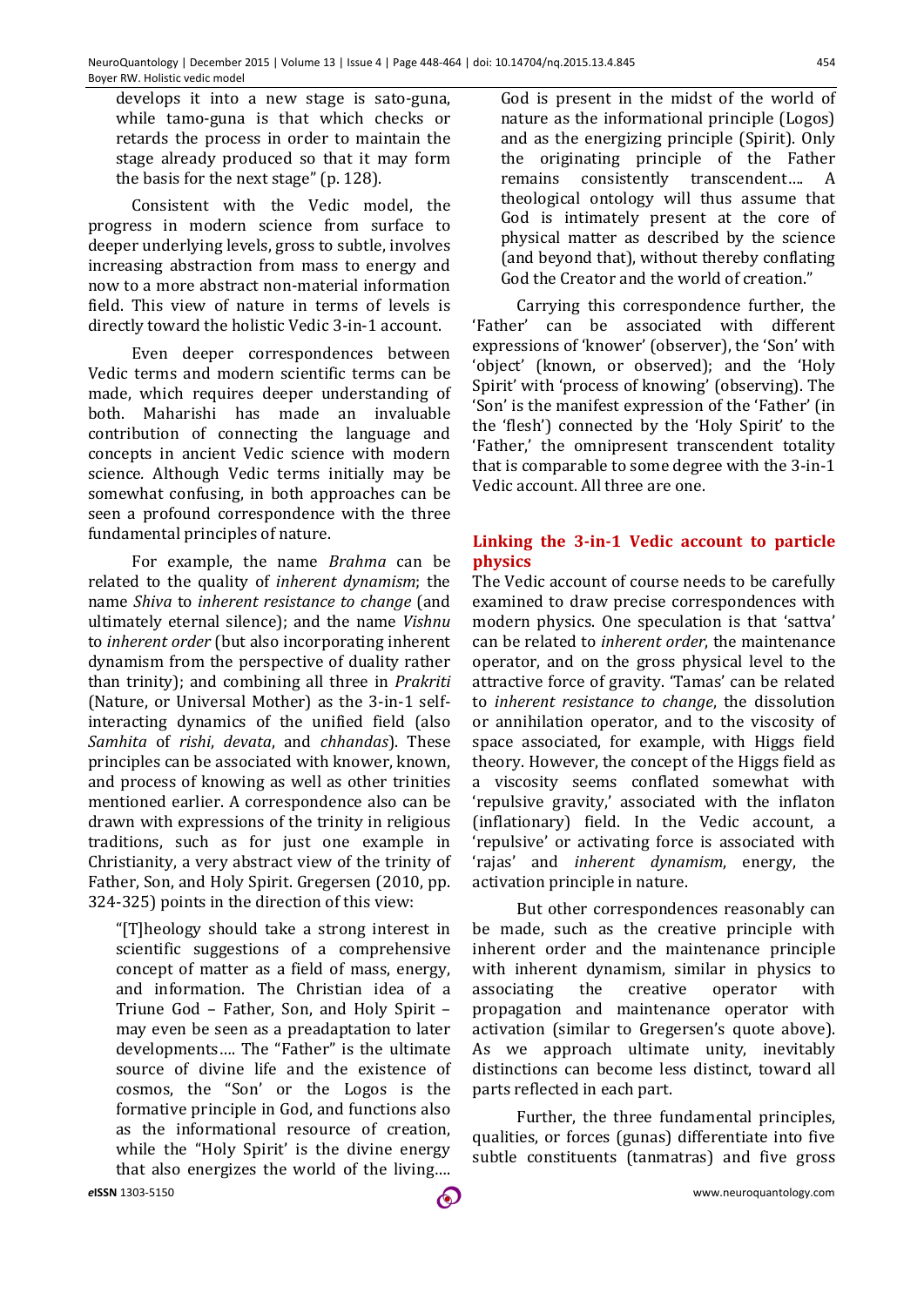develops it into a new stage is sato-guna, while tamo-guna is that which checks or retards the process in order to maintain the stage already produced so that it may form the basis for the next stage" (p. 128).

Consistent with the Vedic model, the progress in modern science from surface to deeper underlying levels, gross to subtle, involves increasing abstraction from mass to energy and now to a more abstract non-material information field. This view of nature in terms of levels is directly toward the holistic Vedic 3-in-1 account.

Even deeper correspondences between Vedic terms and modern scientific terms can be made, which requires deeper understanding of both. Maharishi has made an invaluable contribution of connecting the language and concepts in ancient Vedic science with modern science. Although Vedic terms initially may be somewhat confusing, in both approaches can be seen a profound correspondence with the three fundamental principles of nature.

For example, the name *Brahma* can be related to the quality of *inherent dynamism*; the name *Shiva* to *inherent resistance to change* (and ultimately eternal silence); and the name *Vishnu* to *inherent order* (but also incorporating inherent dynamism from the perspective of duality rather than trinity); and combining all three in *Prakriti* (Nature, or Universal Mother) as the 3-in-1 self-interacting dynamics of the unified field (also *Samhita* of *rishi*, *devata*, and *chhandas*). These principles can be associated with knower, known, and process of knowing as well as other trinities mentioned earlier. A correspondence also can be drawn with expressions of the trinity in religious traditions, such as for just one example in Christianity, a very abstract view of the trinity of Father, Son, and Holy Spirit. Gregersen (2010, pp. 324-325) points in the direction of this view:

> "[T]heology should take a strong interest in scientific suggestions of a comprehensive concept of matter as a field of mass, energy, and information. The Christian idea of a Triune God – Father, Son, and Holy Spirit – may even be seen as a preadaptation to later developments…. The "Father" is the ultimate source of divine life and the existence of cosmos, the "Son" or the Logos is the formative principle in God, and functions also as the informational resource of creation, while the "Holy Spirit' is the divine energy that also energizes the world of the living…. God is present in the midst of the world of nature as the informational principle (Logos) and as the energizing principle (Spirit). Only the originating principle of the Father remains consistently transcendent…. A theological ontology will thus assume that God is intimately present at the core of physical matter as described by the science (and beyond that), without thereby conflating God the Creator and the world of creation."

Carrying this correspondence further, the 'Father' can be associated with different expressions of 'knower' (observer), the 'Son' with 'object' (known, or observed); and the 'Holy Spirit' with 'process of knowing' (observing). The 'Son' is the manifest expression of the 'Father' (in the 'flesh') connected by the 'Holy Spirit' to the 'Father,' the omnipresent transcendent totality that is comparable to some degree with the 3-in-1 Vedic account. All three are one.

## Linking the 3-in-1 Vedic account to particle physics

The Vedic account of course needs to be carefully examined to draw precise correspondences with modern physics. One speculation is that 'sattva' can be related to *inherent order*, the maintenance operator, and on the gross physical level to the attractive force of gravity. 'Tamas' can be related to *inherent resistance to change*, the dissolution or annihilation operator, and to the viscosity of space associated, for example, with Higgs field theory. However, the concept of the Higgs field as a viscosity seems conflated somewhat with 'repulsive gravity,' associated with the inflaton (inflationary) field. In the Vedic account, a 'repulsive' or activating force is associated with 'rajas' and *inherent dynamism*, energy, the activation principle in nature.

But other correspondences reasonably can be made, such as the creative principle with inherent order and the maintenance principle with inherent dynamism, similar in physics to associating the creative operator with propagation and maintenance operator with activation (similar to Gregersen's quote above). As we approach ultimate unity, inevitably distinctions can become less distinct, toward all parts reflected in each part.

Further, the three fundamental principles, qualities, or forces (gunas) differentiate into five subtle constituents (tanmatras) and five gross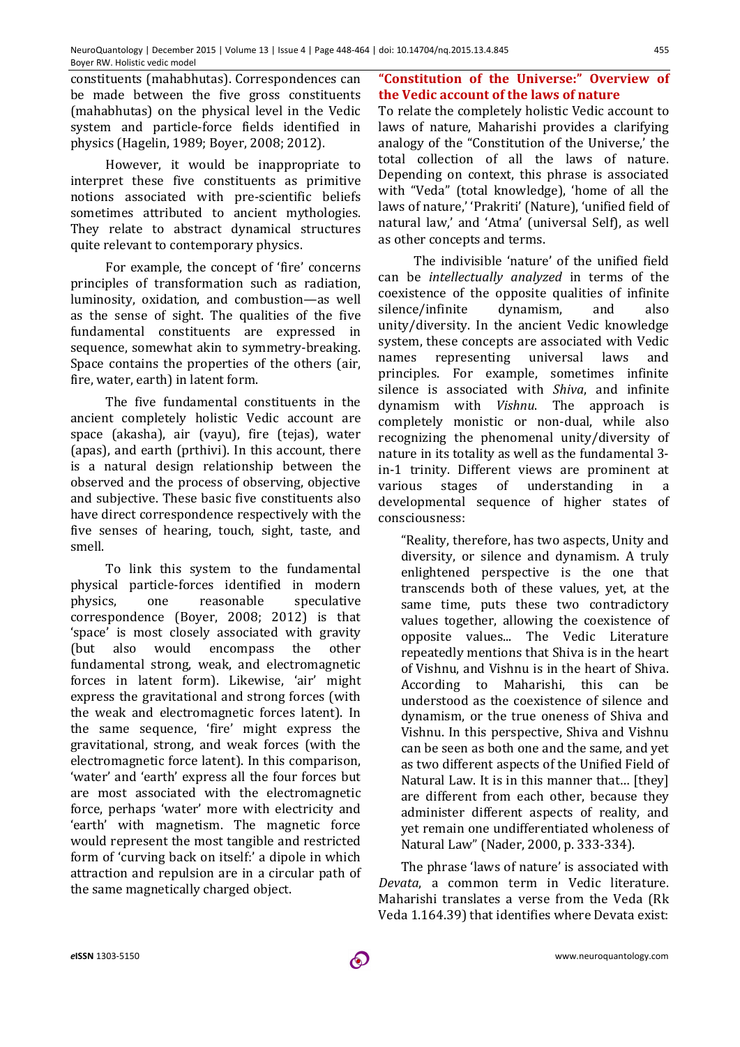constituents (mahabhutas). Correspondences can be made between the five gross constituents (mahabhutas) on the physical level in the Vedic system and particle-force fields identified in physics (Hagelin, 1989; Boyer, 2008; 2012).

However, it would be inappropriate to interpret these five constituents as primitive notions associated with pre-scientific beliefs sometimes attributed to ancient mythologies. They relate to abstract dynamical structures quite relevant to contemporary physics.

For example, the concept of 'fire' concerns principles of transformation such as radiation, luminosity, oxidation, and combustion—as well as the sense of sight. The qualities of the five fundamental constituents are expressed in sequence, somewhat akin to symmetry-breaking. Space contains the properties of the others (air, fire, water, earth) in latent form.

The five fundamental constituents in the ancient completely holistic Vedic account are space (akasha), air (vayu), fire (tejas), water (apas), and earth (prthivi). In this account, there is a natural design relationship between the observed and the process of observing, objective and subjective. These basic five constituents also have direct correspondence respectively with the five senses of hearing, touch, sight, taste, and smell.

To link this system to the fundamental physical particle-forces identified in modern physics, one reasonable speculative correspondence (Boyer, 2008; 2012) is that 'space' is most closely associated with gravity (but also would encompass the other fundamental strong, weak, and electromagnetic forces in latent form). Likewise, 'air' might express the gravitational and strong forces (with the weak and electromagnetic forces latent). In the same sequence, 'fire' might express the gravitational, strong, and weak forces (with the electromagnetic force latent). In this comparison, 'water' and 'earth' express all the four forces but are most associated with the electromagnetic force, perhaps 'water' more with electricity and 'earth' with magnetism. The magnetic force would represent the most tangible and restricted form of 'curving back on itself:' a dipole in which attraction and repulsion are in a circular path of the same magnetically charged object.

## "Constitution of the Universe:" Overview of the Vedic account of the laws of nature

To relate the completely holistic Vedic account to laws of nature, Maharishi provides a clarifying analogy of the "Constitution of the Universe,' the total collection of all the laws of nature. Depending on context, this phrase is associated with "Veda" (total knowledge), 'home of all the laws of nature,' 'Prakriti' (Nature), 'unified field of natural law,' and 'Atma' (universal Self), as well as other concepts and terms.

The indivisible 'nature' of the unified field can be *intellectually analyzed* in terms of the coexistence of the opposite qualities of infinite silence/infinite dynamism, and also unity/diversity. In the ancient Vedic knowledge system, these concepts are associated with Vedic names representing universal laws and principles. For example, sometimes infinite silence is associated with *Shiva*, and infinite dynamism with *Vishnu*. The approach is completely monistic or non-dual, while also recognizing the phenomenal unity/diversity of nature in its totality as well as the fundamental 3-in-1 trinity. Different views are prominent at various stages of understanding in a developmental sequence of higher states of consciousness:

> "Reality, therefore, has two aspects, Unity and diversity, or silence and dynamism. A truly enlightened perspective is the one that transcends both of these values, yet, at the same time, puts these two contradictory values together, allowing the coexistence of opposite values... The Vedic Literature repeatedly mentions that Shiva is in the heart of Vishnu, and Vishnu is in the heart of Shiva. According to Maharishi, this can be understood as the coexistence of silence and dynamism, or the true oneness of Shiva and Vishnu. In this perspective, Shiva and Vishnu can be seen as both one and the same, and yet as two different aspects of the Unified Field of Natural Law. It is in this manner that... [they] are different from each other, because they administer different aspects of reality, and yet remain one undifferentiated wholeness of Natural Law" (Nader, 2000, p. 333-334).

The phrase 'laws of nature' is associated with *Devata*, a common term in Vedic literature. Maharishi translates a verse from the Veda (Rk Veda 1.164.39) that identifies where Devata exist: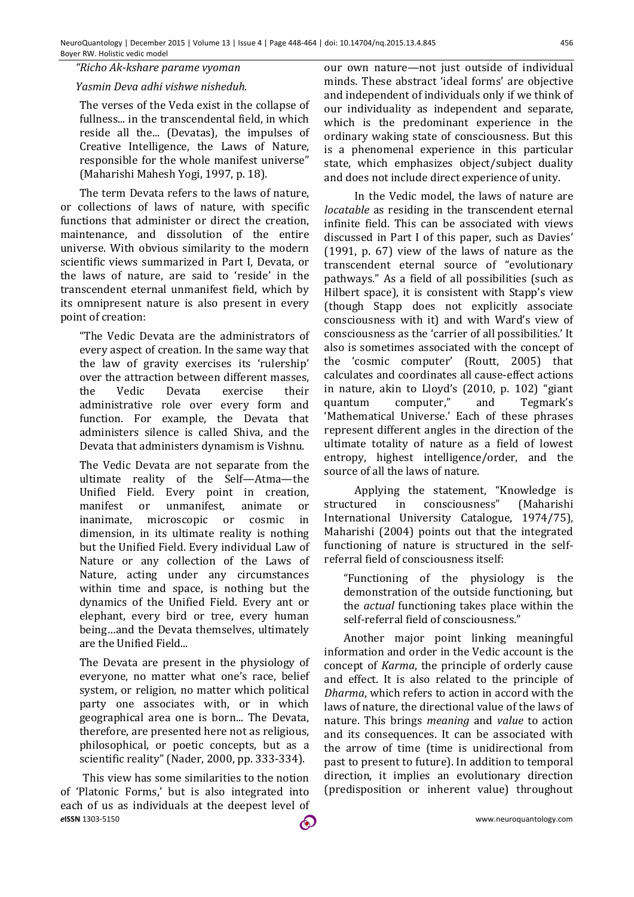*"Richo Ak-kshare parame vyoman*

*Yasmin Deva adhi vishwe nisheduh.*

> The verses of the Veda exist in the collapse of fullness... in the transcendental field, in which reside all the... (Devatas), the impulses of Creative Intelligence, the Laws of Nature, responsible for the whole manifest universe" (Maharishi Mahesh Yogi, 1997, p. 18).

The term Devata refers to the laws of nature, or collections of laws of nature, with specific functions that administer or direct the creation, maintenance, and dissolution of the entire universe. With obvious similarity to the modern scientific views summarized in Part I, Devata, or the laws of nature, are said to 'reside' in the transcendent eternal unmanifest field, which by its omnipresent nature is also present in every point of creation:

> "The Vedic Devata are the administrators of every aspect of creation. In the same way that the law of gravity exercises its 'rulership' over the attraction between different masses, the Vedic Devata exercise their administrative role over every form and function. For example, the Devata that administers silence is called Shiva, and the Devata that administers dynamism is Vishnu.
>
> The Vedic Devata are not separate from the ultimate reality of the Self—Atma—the Unified Field. Every point in creation, manifest or unmanifest, animate or inanimate, microscopic or cosmic in dimension, in its ultimate reality is nothing but the Unified Field. Every individual Law of Nature or any collection of the Laws of Nature, acting under any circumstances within time and space, is nothing but the dynamics of the Unified Field. Every ant or elephant, every bird or tree, every human being…and the Devata themselves, ultimately are the Unified Field...
>
> The Devata are present in the physiology of everyone, no matter what one's race, belief system, or religion, no matter which political party one associates with, or in which geographical area one is born... The Devata, therefore, are presented here not as religious, philosophical, or poetic concepts, but as a scientific reality" (Nader, 2000, pp. 333-334).

This view has some similarities to the notion of 'Platonic Forms,' but is also integrated into each of us as individuals at the deepest level of our own nature—not just outside of individual minds. These abstract 'ideal forms' are objective and independent of individuals only if we think of our individuality as independent and separate, which is the predominant experience in the ordinary waking state of consciousness. But this is a phenomenal experience in this particular state, which emphasizes object/subject duality and does not include direct experience of unity.

In the Vedic model, the laws of nature are *locatable* as residing in the transcendent eternal infinite field. This can be associated with views discussed in Part I of this paper, such as Davies' (1991, p. 67) view of the laws of nature as the transcendent eternal source of "evolutionary pathways." As a field of all possibilities (such as Hilbert space), it is consistent with Stapp's view (though Stapp does not explicitly associate consciousness with it) and with Ward's view of consciousness as the 'carrier of all possibilities.' It also is sometimes associated with the concept of the 'cosmic computer' (Routt, 2005) that calculates and coordinates all cause-effect actions in nature, akin to Lloyd's (2010, p. 102) "giant quantum computer," and Tegmark's 'Mathematical Universe.' Each of these phrases represent different angles in the direction of the ultimate totality of nature as a field of lowest entropy, highest intelligence/order, and the source of all the laws of nature.

Applying the statement, "Knowledge is structured in consciousness" (Maharishi International University Catalogue, 1974/75), Maharishi (2004) points out that the integrated functioning of nature is structured in the self-referral field of consciousness itself:

> "Functioning of the physiology is the demonstration of the outside functioning, but the *actual* functioning takes place within the self-referral field of consciousness."

Another major point linking meaningful information and order in the Vedic account is the concept of *Karma*, the principle of orderly cause and effect. It is also related to the principle of *Dharma*, which refers to action in accord with the laws of nature, the directional value of the laws of nature. This brings *meaning* and *value* to action and its consequences. It can be associated with the arrow of time (time is unidirectional from past to present to future). In addition to temporal direction, it implies an evolutionary direction (predisposition or inherent value) throughout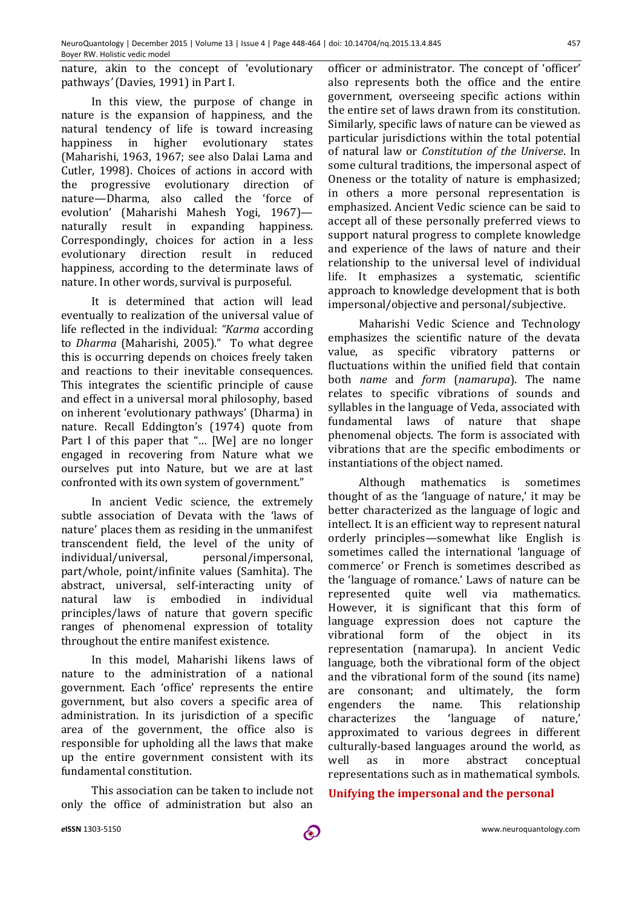nature, akin to the concept of 'evolutionary pathways' (Davies, 1991) in Part I.

In this view, the purpose of change in nature is the expansion of happiness, and the natural tendency of life is toward increasing happiness in higher evolutionary states (Maharishi, 1963, 1967; see also Dalai Lama and Cutler, 1998). Choices of actions in accord with the progressive evolutionary direction of nature—Dharma, also called the 'force of evolution' (Maharishi Mahesh Yogi, 1967)—naturally result in expanding happiness. Correspondingly, choices for action in a less evolutionary direction result in reduced happiness, according to the determinate laws of nature. In other words, survival is purposeful.

It is determined that action will lead eventually to realization of the universal value of life reflected in the individual: *"Karma* according to *Dharma* (Maharishi, 2005)." To what degree this is occurring depends on choices freely taken and reactions to their inevitable consequences. This integrates the scientific principle of cause and effect in a universal moral philosophy, based on inherent 'evolutionary pathways' (Dharma) in nature. Recall Eddington's (1974) quote from Part I of this paper that "... [We] are no longer engaged in recovering from Nature what we ourselves put into Nature, but we are at last confronted with its own system of government."

In ancient Vedic science, the extremely subtle association of Devata with the 'laws of nature' places them as residing in the unmanifest transcendent field, the level of the unity of individual/universal, personal/impersonal, part/whole, point/infinite values (Samhita). The abstract, universal, self-interacting unity of natural law is embodied in individual principles/laws of nature that govern specific ranges of phenomenal expression of totality throughout the entire manifest existence.

In this model, Maharishi likens laws of nature to the administration of a national government. Each 'office' represents the entire government, but also covers a specific area of administration. In its jurisdiction of a specific area of the government, the office also is responsible for upholding all the laws that make up the entire government consistent with its fundamental constitution.

This association can be taken to include not only the office of administration but also an officer or administrator. The concept of 'officer' also represents both the office and the entire government, overseeing specific actions within the entire set of laws drawn from its constitution. Similarly, specific laws of nature can be viewed as particular jurisdictions within the total potential of natural law or *Constitution of the Universe*. In some cultural traditions, the impersonal aspect of Oneness or the totality of nature is emphasized; in others a more personal representation is emphasized. Ancient Vedic science can be said to accept all of these personally preferred views to support natural progress to complete knowledge and experience of the laws of nature and their relationship to the universal level of individual life. It emphasizes a systematic, scientific approach to knowledge development that is both impersonal/objective and personal/subjective.

Maharishi Vedic Science and Technology emphasizes the scientific nature of the devata value, as specific vibratory patterns or fluctuations within the unified field that contain both *name* and *form* (*namarupa*). The name relates to specific vibrations of sounds and syllables in the language of Veda, associated with fundamental laws of nature that shape phenomenal objects. The form is associated with vibrations that are the specific embodiments or instantiations of the object named.

Although mathematics is sometimes thought of as the 'language of nature,' it may be better characterized as the language of logic and intellect. It is an efficient way to represent natural orderly principles—somewhat like English is sometimes called the international 'language of commerce' or French is sometimes described as the 'language of romance.' Laws of nature can be represented quite well via mathematics. However, it is significant that this form of language expression does not capture the vibrational form of the object in its representation (namarupa). In ancient Vedic language, both the vibrational form of the object and the vibrational form of the sound (its name) are consonant; and ultimately, the form engenders the name. This relationship characterizes the 'language of nature,' approximated to various degrees in different culturally-based languages around the world, as well as in more abstract conceptual representations such as in mathematical symbols.

## Unifying the impersonal and the personal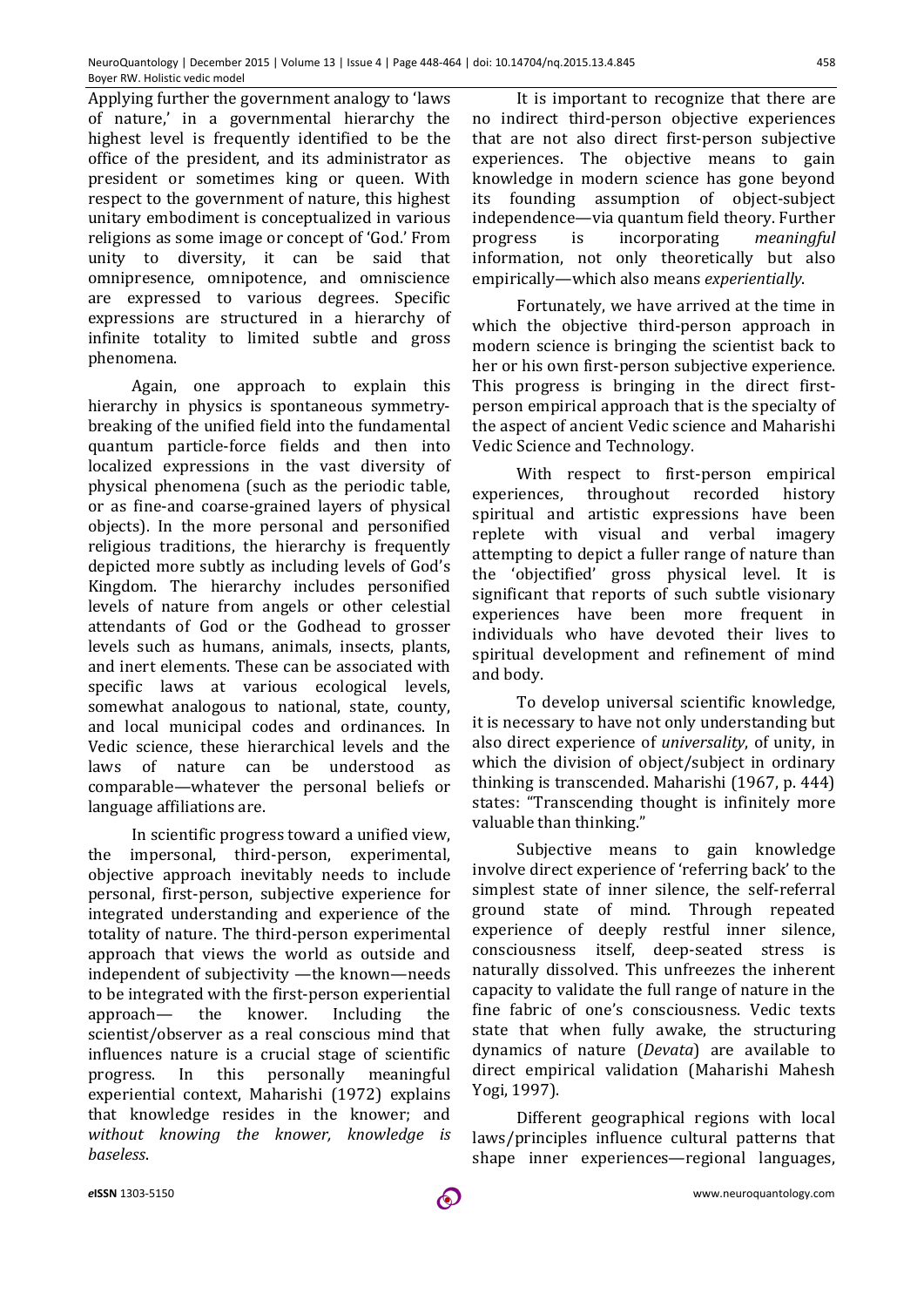Applying further the government analogy to 'laws of nature,' in a governmental hierarchy the highest level is frequently identified to be the office of the president, and its administrator as president or sometimes king or queen. With respect to the government of nature, this highest unitary embodiment is conceptualized in various religions as some image or concept of 'God.' From unity to diversity, it can be said that omnipresence, omnipotence, and omniscience are expressed to various degrees. Specific expressions are structured in a hierarchy of infinite totality to limited subtle and gross phenomena.

Again, one approach to explain this hierarchy in physics is spontaneous symmetry-breaking of the unified field into the fundamental quantum particle-force fields and then into localized expressions in the vast diversity of physical phenomena (such as the periodic table, or as fine-and coarse-grained layers of physical objects). In the more personal and personified religious traditions, the hierarchy is frequently depicted more subtly as including levels of God's Kingdom. The hierarchy includes personified levels of nature from angels or other celestial attendants of God or the Godhead to grosser levels such as humans, animals, insects, plants, and inert elements. These can be associated with specific laws at various ecological levels, somewhat analogous to national, state, county, and local municipal codes and ordinances. In Vedic science, these hierarchical levels and the laws of nature can be understood as comparable—whatever the personal beliefs or language affiliations are.

In scientific progress toward a unified view, the impersonal, third-person, experimental, objective approach inevitably needs to include personal, first-person, subjective experience for integrated understanding and experience of the totality of nature. The third-person experimental approach that views the world as outside and independent of subjectivity —the known—needs to be integrated with the first-person experiential approach— the knower. Including the scientist/observer as a real conscious mind that influences nature is a crucial stage of scientific progress. In this personally meaningful experiential context, Maharishi (1972) explains that knowledge resides in the knower; and *without knowing the knower, knowledge is baseless*.

It is important to recognize that there are no indirect third-person objective experiences that are not also direct first-person subjective experiences. The objective means to gain knowledge in modern science has gone beyond its founding assumption of object-subject independence—via quantum field theory. Further progress is incorporating *meaningful* information, not only theoretically but also empirically—which also means *experientially*.

Fortunately, we have arrived at the time in which the objective third-person approach in modern science is bringing the scientist back to her or his own first-person subjective experience. This progress is bringing in the direct first-person empirical approach that is the specialty of the aspect of ancient Vedic science and Maharishi Vedic Science and Technology.

With respect to first-person empirical experiences, throughout recorded history spiritual and artistic expressions have been replete with visual and verbal imagery attempting to depict a fuller range of nature than the 'objectified' gross physical level. It is significant that reports of such subtle visionary experiences have been more frequent in individuals who have devoted their lives to spiritual development and refinement of mind and body.

To develop universal scientific knowledge, it is necessary to have not only understanding but also direct experience of *universality*, of unity, in which the division of object/subject in ordinary thinking is transcended. Maharishi (1967, p. 444) states: "Transcending thought is infinitely more valuable than thinking."

Subjective means to gain knowledge involve direct experience of 'referring back' to the simplest state of inner silence, the self-referral ground state of mind. Through repeated experience of deeply restful inner silence, consciousness itself, deep-seated stress is naturally dissolved. This unfreezes the inherent capacity to validate the full range of nature in the fine fabric of one's consciousness. Vedic texts state that when fully awake, the structuring dynamics of nature (*Devata*) are available to direct empirical validation (Maharishi Mahesh Yogi, 1997).

Different geographical regions with local laws/principles influence cultural patterns that shape inner experiences—regional languages,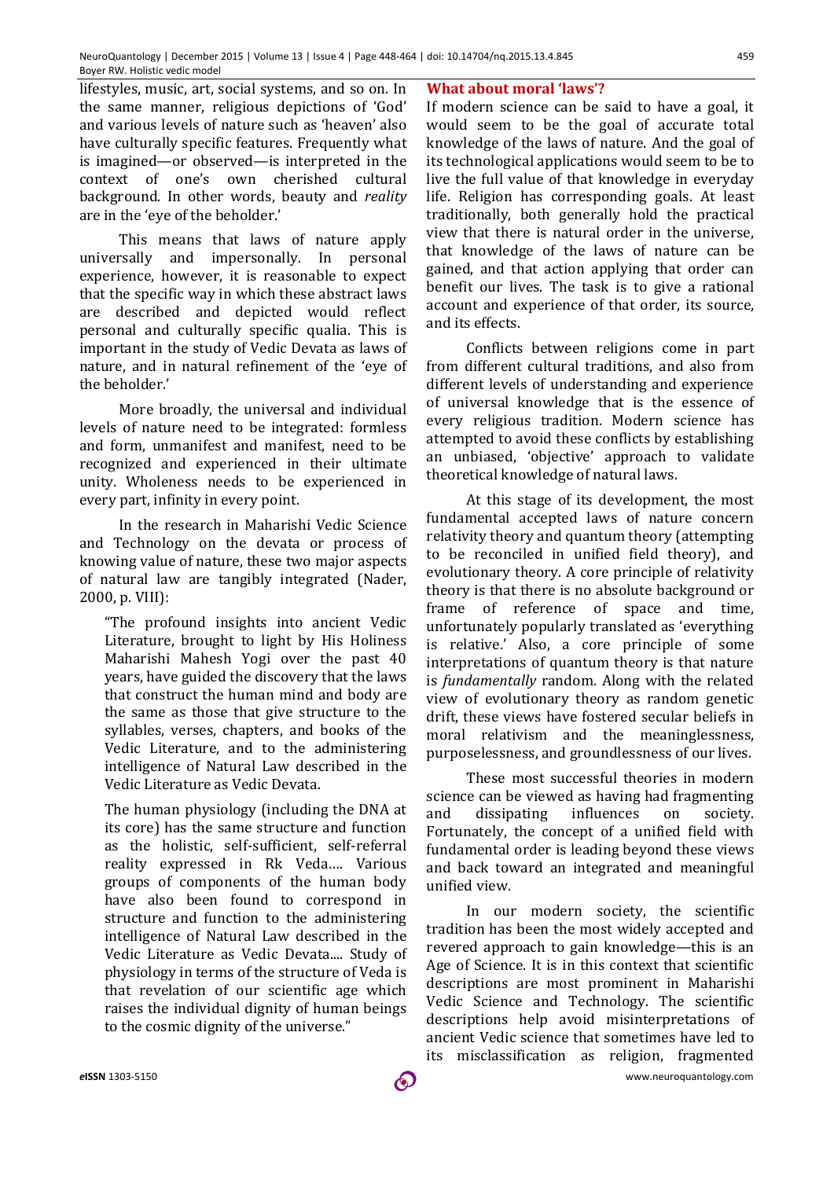lifestyles, music, art, social systems, and so on. In the same manner, religious depictions of 'God' and various levels of nature such as 'heaven' also have culturally specific features. Frequently what is imagined—or observed—is interpreted in the context of one's own cherished cultural background. In other words, beauty and *reality* are in the 'eye of the beholder.'

This means that laws of nature apply universally and impersonally. In personal experience, however, it is reasonable to expect that the specific way in which these abstract laws are described and depicted would reflect personal and culturally specific qualia. This is important in the study of Vedic Devata as laws of nature, and in natural refinement of the 'eye of the beholder.'

More broadly, the universal and individual levels of nature need to be integrated: formless and form, unmanifest and manifest, need to be recognized and experienced in their ultimate unity. Wholeness needs to be experienced in every part, infinity in every point.

In the research in Maharishi Vedic Science and Technology on the devata or process of knowing value of nature, these two major aspects of natural law are tangibly integrated (Nader, 2000, p. VIII):

> "The profound insights into ancient Vedic Literature, brought to light by His Holiness Maharishi Mahesh Yogi over the past 40 years, have guided the discovery that the laws that construct the human mind and body are the same as those that give structure to the syllables, verses, chapters, and books of the Vedic Literature, and to the administering intelligence of Natural Law described in the Vedic Literature as Vedic Devata.
>
> The human physiology (including the DNA at its core) has the same structure and function as the holistic, self-sufficient, self-referral reality expressed in Rk Veda.... Various groups of components of the human body have also been found to correspond in structure and function to the administering intelligence of Natural Law described in the Vedic Literature as Vedic Devata.... Study of physiology in terms of the structure of Veda is that revelation of our scientific age which raises the individual dignity of human beings to the cosmic dignity of the universe."

## What about moral 'laws'?

If modern science can be said to have a goal, it would seem to be the goal of accurate total knowledge of the laws of nature. And the goal of its technological applications would seem to be to live the full value of that knowledge in everyday life. Religion has corresponding goals. At least traditionally, both generally hold the practical view that there is natural order in the universe, that knowledge of the laws of nature can be gained, and that action applying that order can benefit our lives. The task is to give a rational account and experience of that order, its source, and its effects.

Conflicts between religions come in part from different cultural traditions, and also from different levels of understanding and experience of universal knowledge that is the essence of every religious tradition. Modern science has attempted to avoid these conflicts by establishing an unbiased, 'objective' approach to validate theoretical knowledge of natural laws.

At this stage of its development, the most fundamental accepted laws of nature concern relativity theory and quantum theory (attempting to be reconciled in unified field theory), and evolutionary theory. A core principle of relativity theory is that there is no absolute background or frame of reference of space and time, unfortunately popularly translated as 'everything is relative.' Also, a core principle of some interpretations of quantum theory is that nature is *fundamentally* random. Along with the related view of evolutionary theory as random genetic drift, these views have fostered secular beliefs in moral relativism and the meaninglessness, purposelessness, and groundlessness of our lives.

These most successful theories in modern science can be viewed as having had fragmenting and dissipating influences on society. Fortunately, the concept of a unified field with fundamental order is leading beyond these views and back toward an integrated and meaningful unified view.

In our modern society, the scientific tradition has been the most widely accepted and revered approach to gain knowledge—this is an Age of Science. It is in this context that scientific descriptions are most prominent in Maharishi Vedic Science and Technology. The scientific descriptions help avoid misinterpretations of ancient Vedic science that sometimes have led to its misclassification as religion, fragmented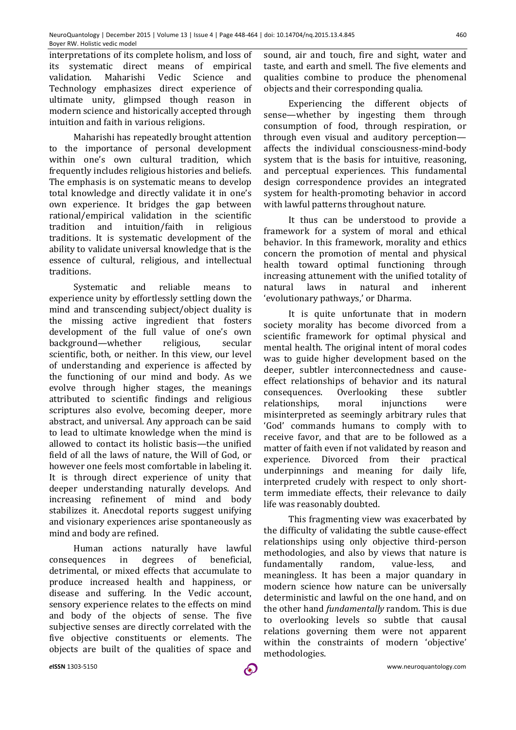interpretations of its complete holism, and loss of its systematic direct means of empirical validation. Maharishi Vedic Science and Technology emphasizes direct experience of ultimate unity, glimpsed though reason in modern science and historically accepted through intuition and faith in various religions.

Maharishi has repeatedly brought attention to the importance of personal development within one's own cultural tradition, which frequently includes religious histories and beliefs. The emphasis is on systematic means to develop total knowledge and directly validate it in one's own experience. It bridges the gap between rational/empirical validation in the scientific tradition and intuition/faith in religious traditions. It is systematic development of the ability to validate universal knowledge that is the essence of cultural, religious, and intellectual traditions.

Systematic and reliable means to experience unity by effortlessly settling down the mind and transcending subject/object duality is the missing active ingredient that fosters development of the full value of one's own background—whether religious, secular scientific, both, or neither. In this view, our level of understanding and experience is affected by the functioning of our mind and body. As we evolve through higher stages, the meanings attributed to scientific findings and religious scriptures also evolve, becoming deeper, more abstract, and universal. Any approach can be said to lead to ultimate knowledge when the mind is allowed to contact its holistic basis—the unified field of all the laws of nature, the Will of God, or however one feels most comfortable in labeling it. It is through direct experience of unity that deeper understanding naturally develops. And increasing refinement of mind and body stabilizes it. Anecdotal reports suggest unifying and visionary experiences arise spontaneously as mind and body are refined.

Human actions naturally have lawful consequences in degrees of beneficial, detrimental, or mixed effects that accumulate to produce increased health and happiness, or disease and suffering. In the Vedic account, sensory experience relates to the effects on mind and body of the objects of sense. The five subjective senses are directly correlated with the five objective constituents or elements. The objects are built of the qualities of space and sound, air and touch, fire and sight, water and taste, and earth and smell. The five elements and qualities combine to produce the phenomenal objects and their corresponding qualia.

Experiencing the different objects of sense—whether by ingesting them through consumption of food, through respiration, or through even visual and auditory perception—affects the individual consciousness-mind-body system that is the basis for intuitive, reasoning, and perceptual experiences. This fundamental design correspondence provides an integrated system for health-promoting behavior in accord with lawful patterns throughout nature.

It thus can be understood to provide a framework for a system of moral and ethical behavior. In this framework, morality and ethics concern the promotion of mental and physical health toward optimal functioning through increasing attunement with the unified totality of natural laws in natural and inherent 'evolutionary pathways,' or Dharma.

It is quite unfortunate that in modern society morality has become divorced from a scientific framework for optimal physical and mental health. The original intent of moral codes was to guide higher development based on the deeper, subtler interconnectedness and cause-effect relationships of behavior and its natural consequences. Overlooking these subtler relationships, moral injunctions were misinterpreted as seemingly arbitrary rules that 'God' commands humans to comply with to receive favor, and that are to be followed as a matter of faith even if not validated by reason and experience. Divorced from their practical underpinnings and meaning for daily life, interpreted crudely with respect to only short-term immediate effects, their relevance to daily life was reasonably doubted.

This fragmenting view was exacerbated by the difficulty of validating the subtle cause-effect relationships using only objective third-person methodologies, and also by views that nature is fundamentally random, value-less, and meaningless. It has been a major quandary in modern science how nature can be universally deterministic and lawful on the one hand, and on the other hand *fundamentally* random. This is due to overlooking levels so subtle that causal relations governing them were not apparent within the constraints of modern 'objective' methodologies.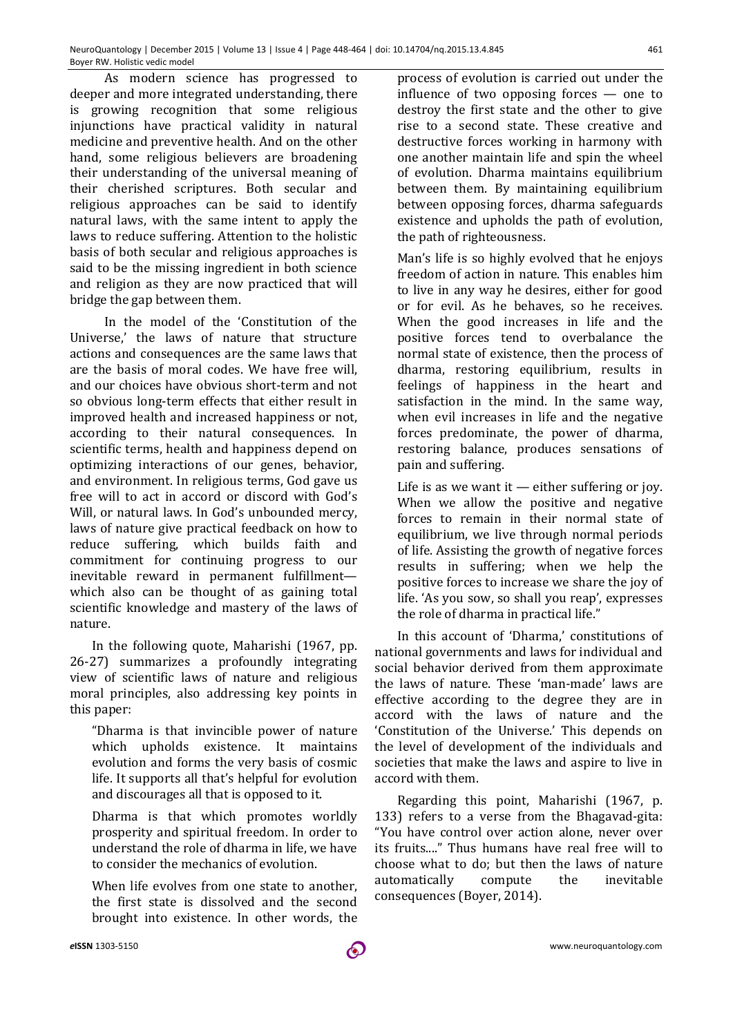As modern science has progressed to deeper and more integrated understanding, there is growing recognition that some religious injunctions have practical validity in natural medicine and preventive health. And on the other hand, some religious believers are broadening their understanding of the universal meaning of their cherished scriptures. Both secular and religious approaches can be said to identify natural laws, with the same intent to apply the laws to reduce suffering. Attention to the holistic basis of both secular and religious approaches is said to be the missing ingredient in both science and religion as they are now practiced that will bridge the gap between them.

In the model of the 'Constitution of the Universe,' the laws of nature that structure actions and consequences are the same laws that are the basis of moral codes. We have free will, and our choices have obvious short-term and not so obvious long-term effects that either result in improved health and increased happiness or not, according to their natural consequences. In scientific terms, health and happiness depend on optimizing interactions of our genes, behavior, and environment. In religious terms, God gave us free will to act in accord or discord with God's Will, or natural laws. In God's unbounded mercy, laws of nature give practical feedback on how to reduce suffering, which builds faith and commitment for continuing progress to our inevitable reward in permanent fulfillment—which also can be thought of as gaining total scientific knowledge and mastery of the laws of nature.

In the following quote, Maharishi (1967, pp. 26-27) summarizes a profoundly integrating view of scientific laws of nature and religious moral principles, also addressing key points in this paper:

> "Dharma is that invincible power of nature which upholds existence. It maintains evolution and forms the very basis of cosmic life. It supports all that's helpful for evolution and discourages all that is opposed to it.
>
> Dharma is that which promotes worldly prosperity and spiritual freedom. In order to understand the role of dharma in life, we have to consider the mechanics of evolution.
>
> When life evolves from one state to another, the first state is dissolved and the second brought into existence. In other words, the process of evolution is carried out under the influence of two opposing forces — one to destroy the first state and the other to give rise to a second state. These creative and destructive forces working in harmony with one another maintain life and spin the wheel of evolution. Dharma maintains equilibrium between them. By maintaining equilibrium between opposing forces, dharma safeguards existence and upholds the path of evolution, the path of righteousness.
>
> Man's life is so highly evolved that he enjoys freedom of action in nature. This enables him to live in any way he desires, either for good or for evil. As he behaves, so he receives. When the good increases in life and the positive forces tend to overbalance the normal state of existence, then the process of dharma, restoring equilibrium, results in feelings of happiness in the heart and satisfaction in the mind. In the same way, when evil increases in life and the negative forces predominate, the power of dharma, restoring balance, produces sensations of pain and suffering.
>
> Life is as we want it — either suffering or joy. When we allow the positive and negative forces to remain in their normal state of equilibrium, we live through normal periods of life. Assisting the growth of negative forces results in suffering; when we help the positive forces to increase we share the joy of life. 'As you sow, so shall you reap', expresses the role of dharma in practical life."

In this account of 'Dharma,' constitutions of national governments and laws for individual and social behavior derived from them approximate the laws of nature. These 'man-made' laws are effective according to the degree they are in accord with the laws of nature and the 'Constitution of the Universe.' This depends on the level of development of the individuals and societies that make the laws and aspire to live in accord with them.

Regarding this point, Maharishi (1967, p. 133) refers to a verse from the Bhagavad-gita: "You have control over action alone, never over its fruits...." Thus humans have real free will to choose what to do; but then the laws of nature automatically compute the inevitable consequences (Boyer, 2014).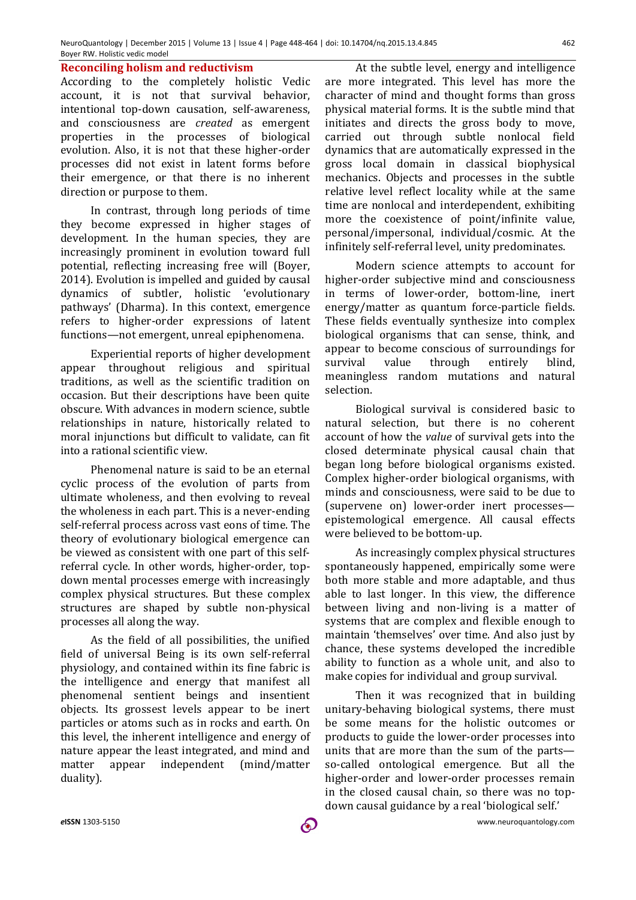## Reconciling holism and reductivism

According to the completely holistic Vedic account, it is not that survival behavior, intentional top-down causation, self-awareness, and consciousness are *created* as emergent properties in the processes of biological evolution. Also, it is not that these higher-order processes did not exist in latent forms before their emergence, or that there is no inherent direction or purpose to them.

In contrast, through long periods of time they become expressed in higher stages of development. In the human species, they are increasingly prominent in evolution toward full potential, reflecting increasing free will (Boyer, 2014). Evolution is impelled and guided by causal dynamics of subtler, holistic 'evolutionary pathways' (Dharma). In this context, emergence refers to higher-order expressions of latent functions—not emergent, unreal epiphenomena.

Experiential reports of higher development appear throughout religious and spiritual traditions, as well as the scientific tradition on occasion. But their descriptions have been quite obscure. With advances in modern science, subtle relationships in nature, historically related to moral injunctions but difficult to validate, can fit into a rational scientific view.

Phenomenal nature is said to be an eternal cyclic process of the evolution of parts from ultimate wholeness, and then evolving to reveal the wholeness in each part. This is a never-ending self-referral process across vast eons of time. The theory of evolutionary biological emergence can be viewed as consistent with one part of this self-referral cycle. In other words, higher-order, top-down mental processes emerge with increasingly complex physical structures. But these complex structures are shaped by subtle non-physical processes all along the way.

As the field of all possibilities, the unified field of universal Being is its own self-referral physiology, and contained within its fine fabric is the intelligence and energy that manifest all phenomenal sentient beings and insentient objects. Its grossest levels appear to be inert particles or atoms such as in rocks and earth. On this level, the inherent intelligence and energy of nature appear the least integrated, and mind and matter appear independent (mind/matter duality).

At the subtle level, energy and intelligence are more integrated. This level has more the character of mind and thought forms than gross physical material forms. It is the subtle mind that initiates and directs the gross body to move, carried out through subtle nonlocal field dynamics that are automatically expressed in the gross local domain in classical biophysical mechanics. Objects and processes in the subtle relative level reflect locality while at the same time are nonlocal and interdependent, exhibiting more the coexistence of point/infinite value, personal/impersonal, individual/cosmic. At the infinitely self-referral level, unity predominates.

Modern science attempts to account for higher-order subjective mind and consciousness in terms of lower-order, bottom-line, inert energy/matter as quantum force-particle fields. These fields eventually synthesize into complex biological organisms that can sense, think, and appear to become conscious of surroundings for survival value through entirely blind, meaningless random mutations and natural selection.

Biological survival is considered basic to natural selection, but there is no coherent account of how the *value* of survival gets into the closed determinate physical causal chain that began long before biological organisms existed. Complex higher-order biological organisms, with minds and consciousness, were said to be due to (supervene on) lower-order inert processes—epistemological emergence. All causal effects were believed to be bottom-up.

As increasingly complex physical structures spontaneously happened, empirically some were both more stable and more adaptable, and thus able to last longer. In this view, the difference between living and non-living is a matter of systems that are complex and flexible enough to maintain 'themselves' over time. And also just by chance, these systems developed the incredible ability to function as a whole unit, and also to make copies for individual and group survival.

Then it was recognized that in building unitary-behaving biological systems, there must be some means for the holistic outcomes or products to guide the lower-order processes into units that are more than the sum of the parts—so-called ontological emergence. But all the higher-order and lower-order processes remain in the closed causal chain, so there was no top-down causal guidance by a real 'biological self.'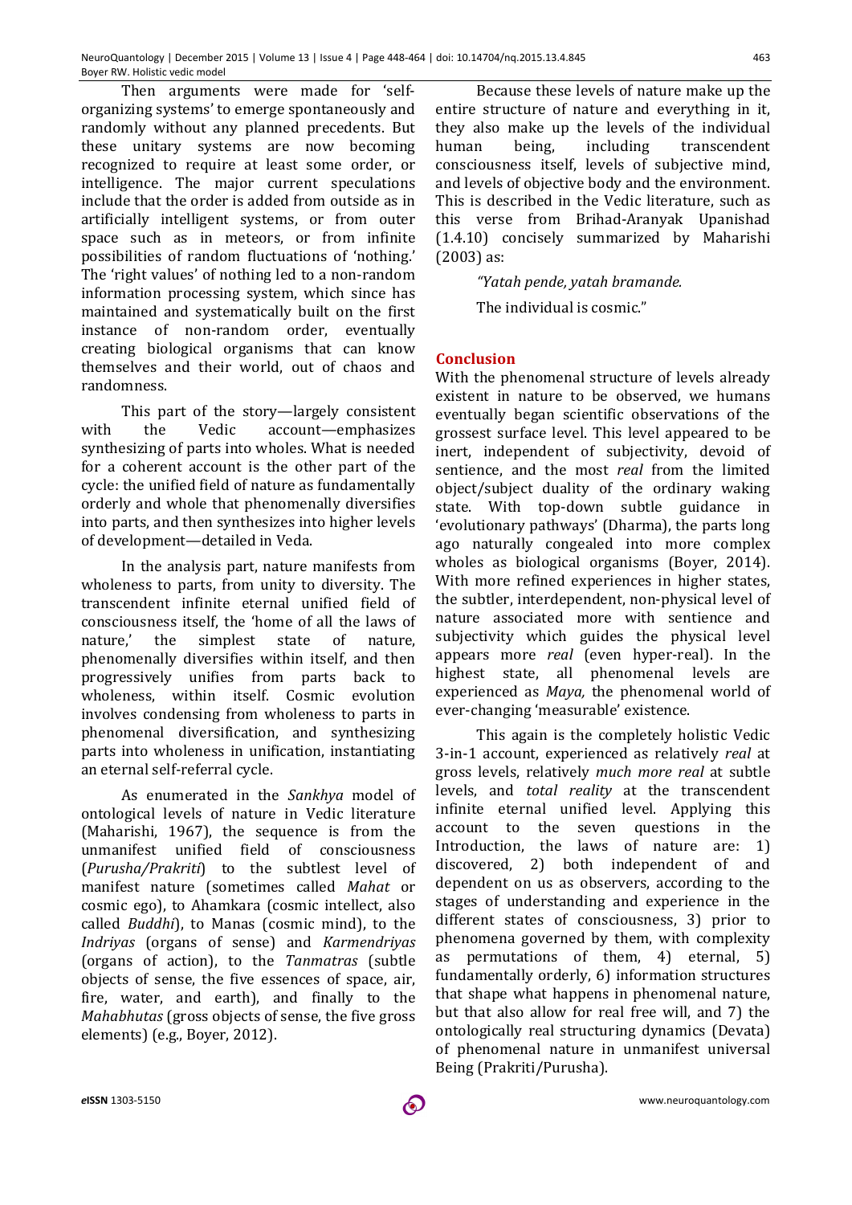Then arguments were made for 'self-organizing systems' to emerge spontaneously and randomly without any planned precedents. But these unitary systems are now becoming recognized to require at least some order, or intelligence. The major current speculations include that the order is added from outside as in artificially intelligent systems, or from outer space such as in meteors, or from infinite possibilities of random fluctuations of 'nothing.' The 'right values' of nothing led to a non-random information processing system, which since has maintained and systematically built on the first instance of non-random order, eventually creating biological organisms that can know themselves and their world, out of chaos and randomness.

This part of the story—largely consistent with the Vedic account—emphasizes synthesizing of parts into wholes. What is needed for a coherent account is the other part of the cycle: the unified field of nature as fundamentally orderly and whole that phenomenally diversifies into parts, and then synthesizes into higher levels of development—detailed in Veda.

In the analysis part, nature manifests from wholeness to parts, from unity to diversity. The transcendent infinite eternal unified field of consciousness itself, the 'home of all the laws of nature,' the simplest state of nature, phenomenally diversifies within itself, and then progressively unifies from parts back to wholeness, within itself. Cosmic evolution involves condensing from wholeness to parts in phenomenal diversification, and synthesizing parts into wholeness in unification, instantiating an eternal self-referral cycle.

As enumerated in the *Sankhya* model of ontological levels of nature in Vedic literature (Maharishi, 1967), the sequence is from the unmanifest unified field of consciousness (*Purusha/Prakriti*) to the subtlest level of manifest nature (sometimes called *Mahat* or cosmic ego), to Ahamkara (cosmic intellect, also called *Buddhi*), to Manas (cosmic mind), to the *Indriyas* (organs of sense) and *Karmendriyas* (organs of action), to the *Tanmatras* (subtle objects of sense, the five essences of space, air, fire, water, and earth), and finally to the *Mahabhutas* (gross objects of sense, the five gross elements) (e.g., Boyer, 2012).

Because these levels of nature make up the entire structure of nature and everything in it, they also make up the levels of the individual human being, including transcendent consciousness itself, levels of subjective mind, and levels of objective body and the environment. This is described in the Vedic literature, such as this verse from Brihad-Aranyak Upanishad (1.4.10) concisely summarized by Maharishi (2003) as:

> *"Yatah pende, yatah bramande.*
>
> The individual is cosmic."

## Conclusion

With the phenomenal structure of levels already existent in nature to be observed, we humans eventually began scientific observations of the grossest surface level. This level appeared to be inert, independent of subjectivity, devoid of sentience, and the most *real* from the limited object/subject duality of the ordinary waking state. With top-down subtle guidance in 'evolutionary pathways' (Dharma), the parts long ago naturally congealed into more complex wholes as biological organisms (Boyer, 2014). With more refined experiences in higher states, the subtler, interdependent, non-physical level of nature associated more with sentience and subjectivity which guides the physical level appears more *real* (even hyper-real). In the highest state, all phenomenal levels are experienced as *Maya,* the phenomenal world of ever-changing 'measurable' existence.

This again is the completely holistic Vedic 3-in-1 account, experienced as relatively *real* at gross levels, relatively *much more real* at subtle levels, and *total reality* at the transcendent infinite eternal unified level. Applying this account to the seven questions in the Introduction, the laws of nature are: 1) discovered, 2) both independent of and dependent on us as observers, according to the stages of understanding and experience in the different states of consciousness, 3) prior to phenomena governed by them, with complexity as permutations of them, 4) eternal, 5) fundamentally orderly, 6) information structures that shape what happens in phenomenal nature, but that also allow for real free will, and 7) the ontologically real structuring dynamics (Devata) of phenomenal nature in unmanifest universal Being (Prakriti/Purusha).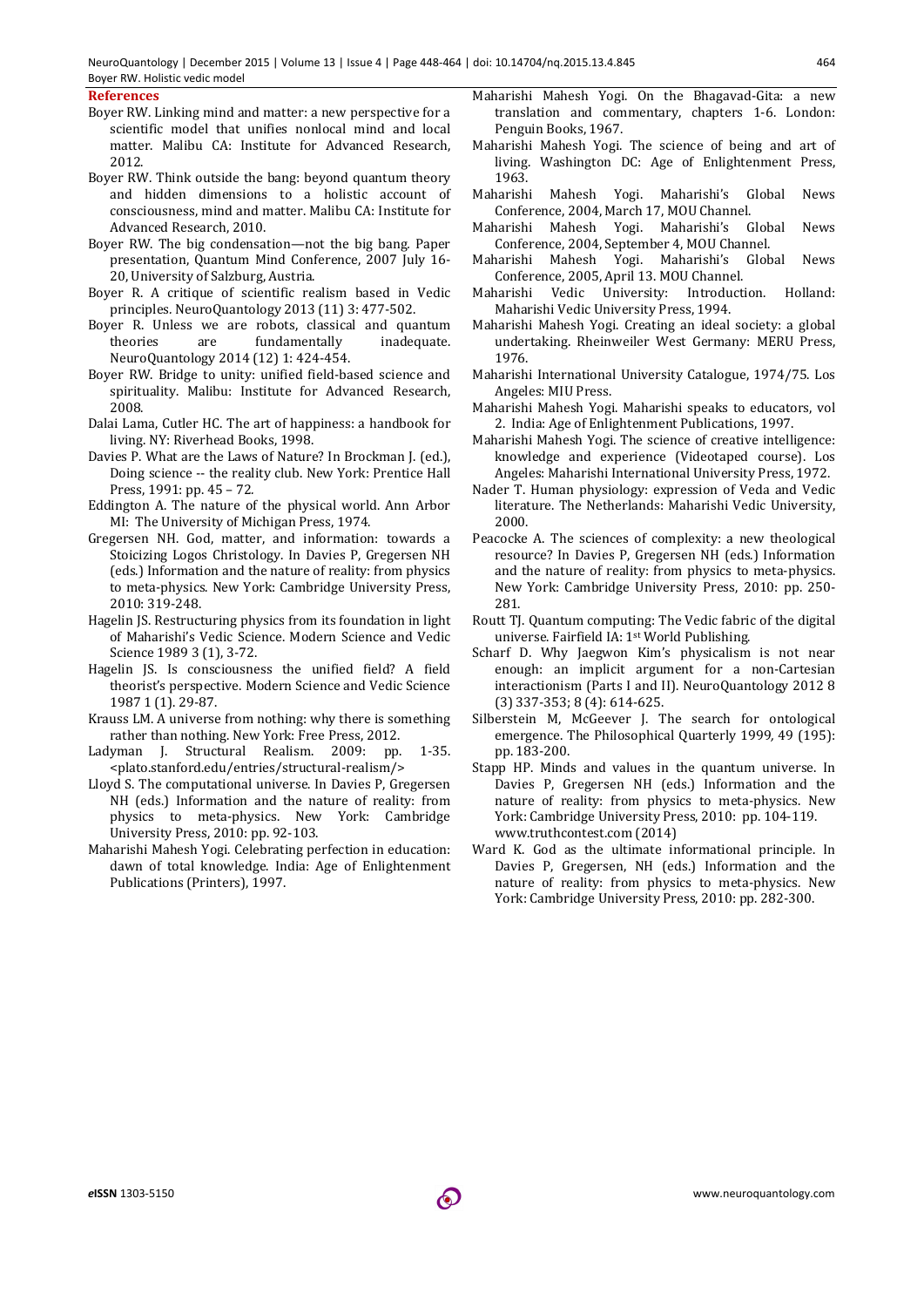## References

Boyer RW. Linking mind and matter: a new perspective for a scientific model that unifies nonlocal mind and local matter. Malibu CA: Institute for Advanced Research, 2012.

Boyer RW. Think outside the bang: beyond quantum theory and hidden dimensions to a holistic account of consciousness, mind and matter. Malibu CA: Institute for Advanced Research, 2010.

Boyer RW. The big condensation—not the big bang. Paper presentation, Quantum Mind Conference, 2007 July 16-20, University of Salzburg, Austria.

Boyer R. A critique of scientific realism based in Vedic principles. NeuroQuantology 2013 (11) 3: 477-502.

Boyer R. Unless we are robots, classical and quantum theories are fundamentally inadequate. NeuroQuantology 2014 (12) 1: 424-454.

Boyer RW. Bridge to unity: unified field-based science and spirituality. Malibu: Institute for Advanced Research, 2008.

Dalai Lama, Cutler HC. The art of happiness: a handbook for living. NY: Riverhead Books, 1998.

Davies P. What are the Laws of Nature? In Brockman J. (ed.), Doing science -- the reality club. New York: Prentice Hall Press, 1991: pp. 45 – 72.

Eddington A. The nature of the physical world. Ann Arbor MI: The University of Michigan Press, 1974.

Gregersen NH. God, matter, and information: towards a Stoicizing Logos Christology. In Davies P, Gregersen NH (eds.) Information and the nature of reality: from physics to meta-physics. New York: Cambridge University Press, 2010: 319-248.

Hagelin JS. Restructuring physics from its foundation in light of Maharishi's Vedic Science. Modern Science and Vedic Science 1989 3 (1), 3-72.

Hagelin JS. Is consciousness the unified field? A field theorist's perspective. Modern Science and Vedic Science 1987 1 (1). 29-87.

Krauss LM. A universe from nothing: why there is something rather than nothing. New York: Free Press, 2012.

Ladyman J. Structural Realism. 2009: pp. 1-35. <plato.stanford.edu/entries/structural-realism/>

Lloyd S. The computational universe. In Davies P, Gregersen NH (eds.) Information and the nature of reality: from physics to meta-physics. New York: Cambridge University Press, 2010: pp. 92-103.

Maharishi Mahesh Yogi. Celebrating perfection in education: dawn of total knowledge. India: Age of Enlightenment Publications (Printers), 1997.

Maharishi Mahesh Yogi. On the Bhagavad-Gita: a new translation and commentary, chapters 1-6. London: Penguin Books, 1967.

Maharishi Mahesh Yogi. The science of being and art of living. Washington DC: Age of Enlightenment Press, 1963.

Maharishi Mahesh Yogi. Maharishi's Global News Conference, 2004, March 17, MOU Channel.

Maharishi Mahesh Yogi. Maharishi's Global News Conference, 2004, September 4, MOU Channel.

Maharishi Mahesh Yogi. Maharishi's Global News Conference, 2005, April 13. MOU Channel.

Maharishi Vedic University: Introduction. Holland: Maharishi Vedic University Press, 1994.

Maharishi Mahesh Yogi. Creating an ideal society: a global undertaking. Rheinweiler West Germany: MERU Press, 1976.

Maharishi International University Catalogue, 1974/75. Los Angeles: MIU Press.

Maharishi Mahesh Yogi. Maharishi speaks to educators, vol 2. India: Age of Enlightenment Publications, 1997.

Maharishi Mahesh Yogi. The science of creative intelligence: knowledge and experience (Videotaped course). Los Angeles: Maharishi International University Press, 1972.

Nader T. Human physiology: expression of Veda and Vedic literature. The Netherlands: Maharishi Vedic University, 2000.

Peacocke A. The sciences of complexity: a new theological resource? In Davies P, Gregersen NH (eds.) Information and the nature of reality: from physics to meta-physics. New York: Cambridge University Press, 2010: pp. 250-281.

Routt TJ. Quantum computing: The Vedic fabric of the digital universe. Fairfield IA: 1st World Publishing.

Scharf D. Why Jaegwon Kim's physicalism is not near enough: an implicit argument for a non-Cartesian interactionism (Parts I and II). NeuroQuantology 2012 8 (3) 337-353; 8 (4): 614-625.

Silberstein M, McGeever J. The search for ontological emergence. The Philosophical Quarterly 1999, 49 (195): pp. 183-200.

Stapp HP. Minds and values in the quantum universe. In Davies P, Gregersen NH (eds.) Information and the nature of reality: from physics to meta-physics. New York: Cambridge University Press, 2010: pp. 104-119. www.truthcontest.com (2014)

Ward K. God as the ultimate informational principle. In Davies P, Gregersen, NH (eds.) Information and the nature of reality: from physics to meta-physics. New York: Cambridge University Press, 2010: pp. 282-300.